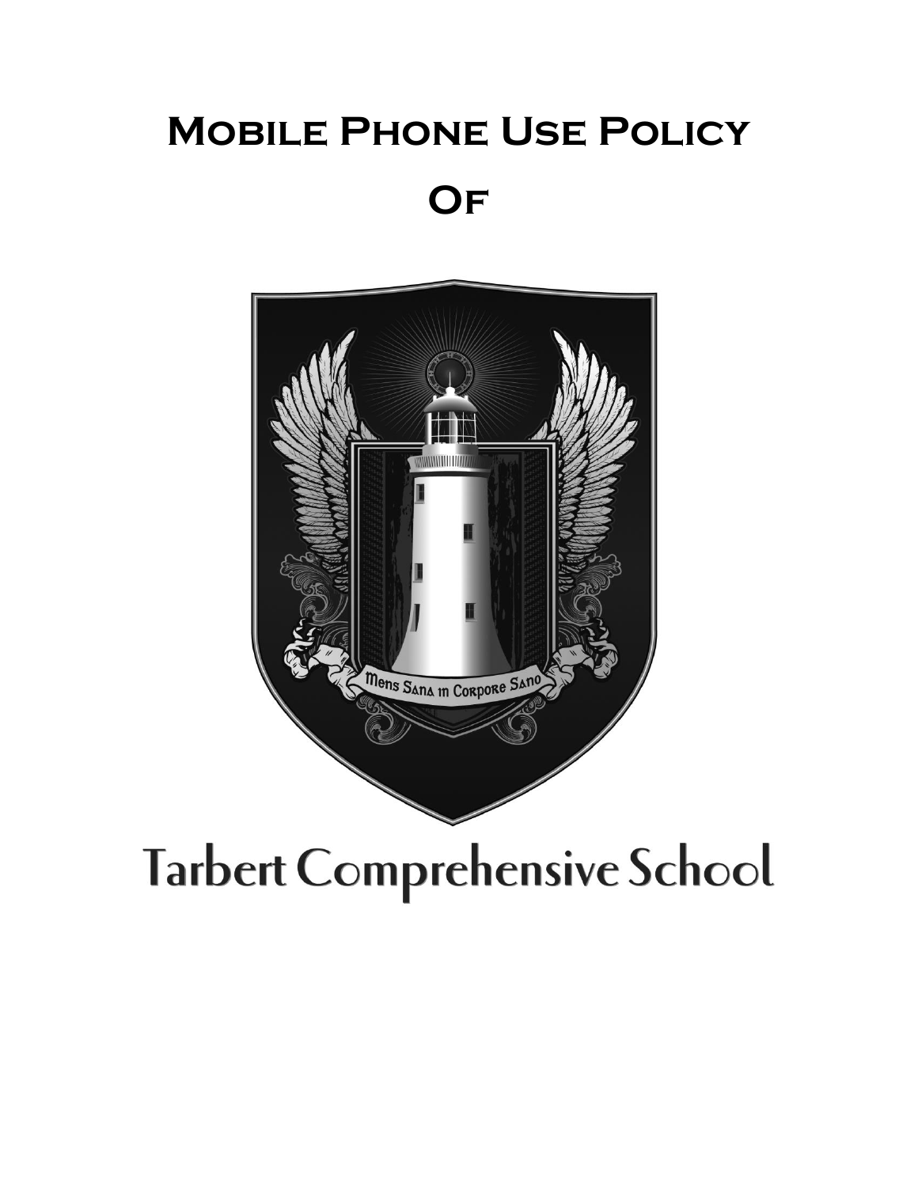# Mobile Phone Use Policy

# Of

Mens Sana in Corpore Sano

# Tarbert Comprehensive School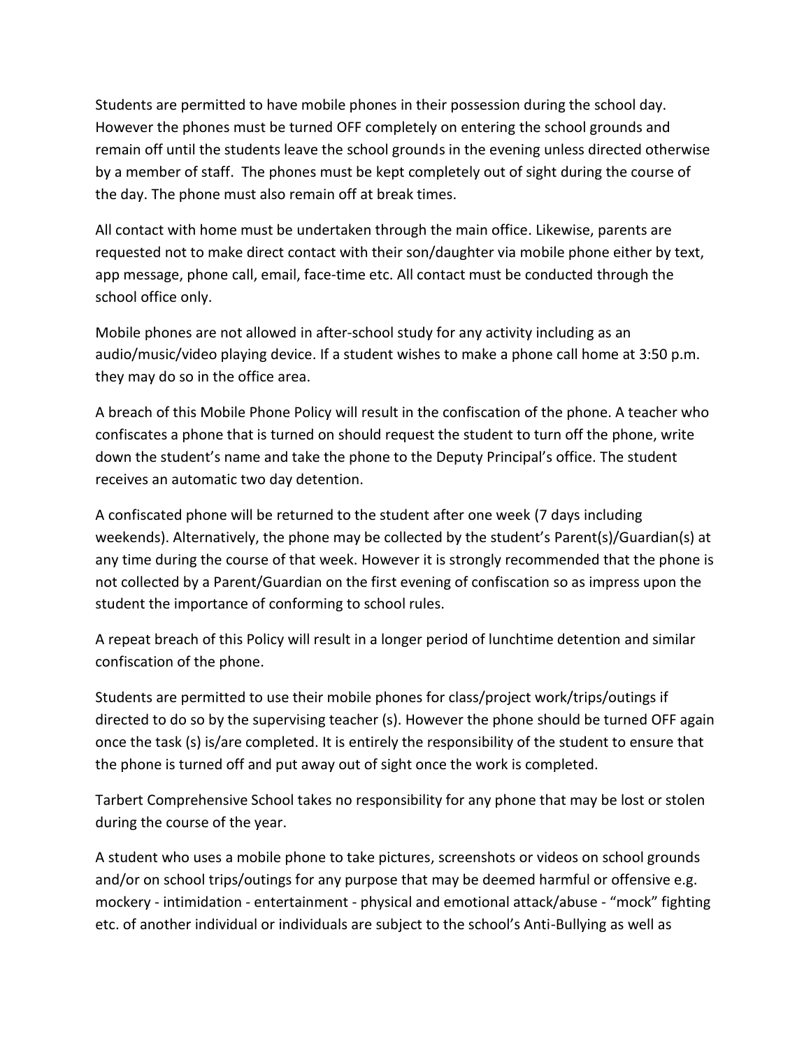Students are permitted to have mobile phones in their possession during the school day. However the phones must be turned OFF completely on entering the school grounds and remain off until the students leave the school grounds in the evening unless directed otherwise by a member of staff. The phones must be kept completely out of sight during the course of the day. The phone must also remain off at break times.

All contact with home must be undertaken through the main office. Likewise, parents are requested not to make direct contact with their son/daughter via mobile phone either by text, app message, phone call, email, face-time etc. All contact must be conducted through the school office only.

Mobile phones are not allowed in after-school study for any activity including as an audio/music/video playing device. If a student wishes to make a phone call home at 3:50 p.m. they may do so in the office area.

A breach of this Mobile Phone Policy will result in the confiscation of the phone. A teacher who confiscates a phone that is turned on should request the student to turn off the phone, write down the student's name and take the phone to the Deputy Principal's office. The student receives an automatic two day detention.

A confiscated phone will be returned to the student after one week (7 days including weekends). Alternatively, the phone may be collected by the student's Parent(s)/Guardian(s) at any time during the course of that week. However it is strongly recommended that the phone is not collected by a Parent/Guardian on the first evening of confiscation so as impress upon the student the importance of conforming to school rules.

A repeat breach of this Policy will result in a longer period of lunchtime detention and similar confiscation of the phone.

Students are permitted to use their mobile phones for class/project work/trips/outings if directed to do so by the supervising teacher (s). However the phone should be turned OFF again once the task (s) is/are completed. It is entirely the responsibility of the student to ensure that the phone is turned off and put away out of sight once the work is completed.

Tarbert Comprehensive School takes no responsibility for any phone that may be lost or stolen during the course of the year.

A student who uses a mobile phone to take pictures, screenshots or videos on school grounds and/or on school trips/outings for any purpose that may be deemed harmful or offensive e.g. mockery - intimidation - entertainment - physical and emotional attack/abuse - "mock" fighting etc. of another individual or individuals are subject to the school's Anti-Bullying as well as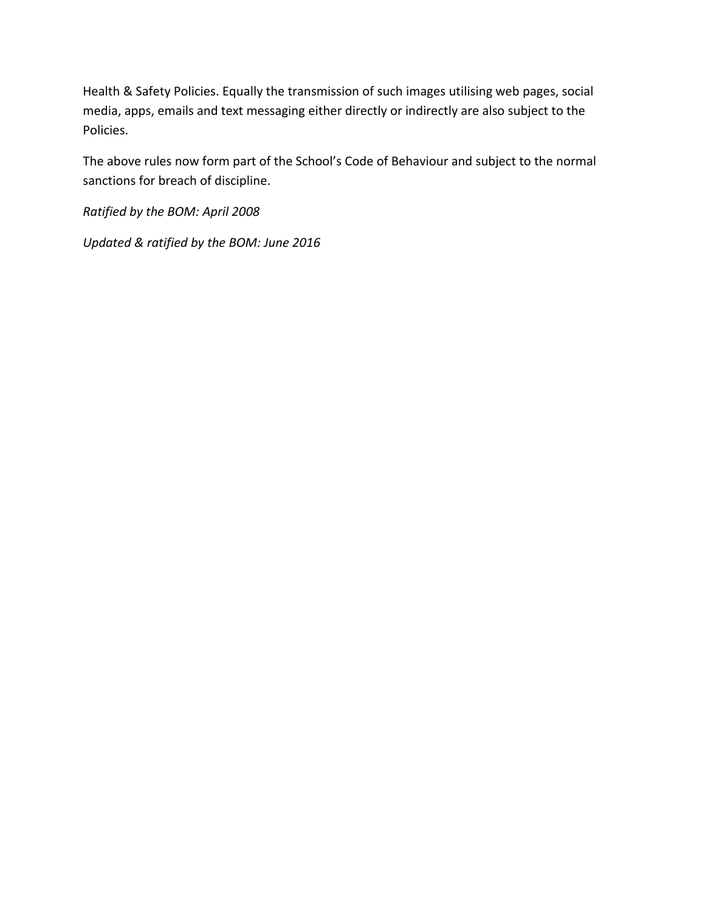Health & Safety Policies. Equally the transmission of such images utilising web pages, social media, apps, emails and text messaging either directly or indirectly are also subject to the Policies.

The above rules now form part of the School's Code of Behaviour and subject to the normal sanctions for breach of discipline.

*Ratified by the BOM: April 2008*

*Updated & ratified by the BOM: June 2016*